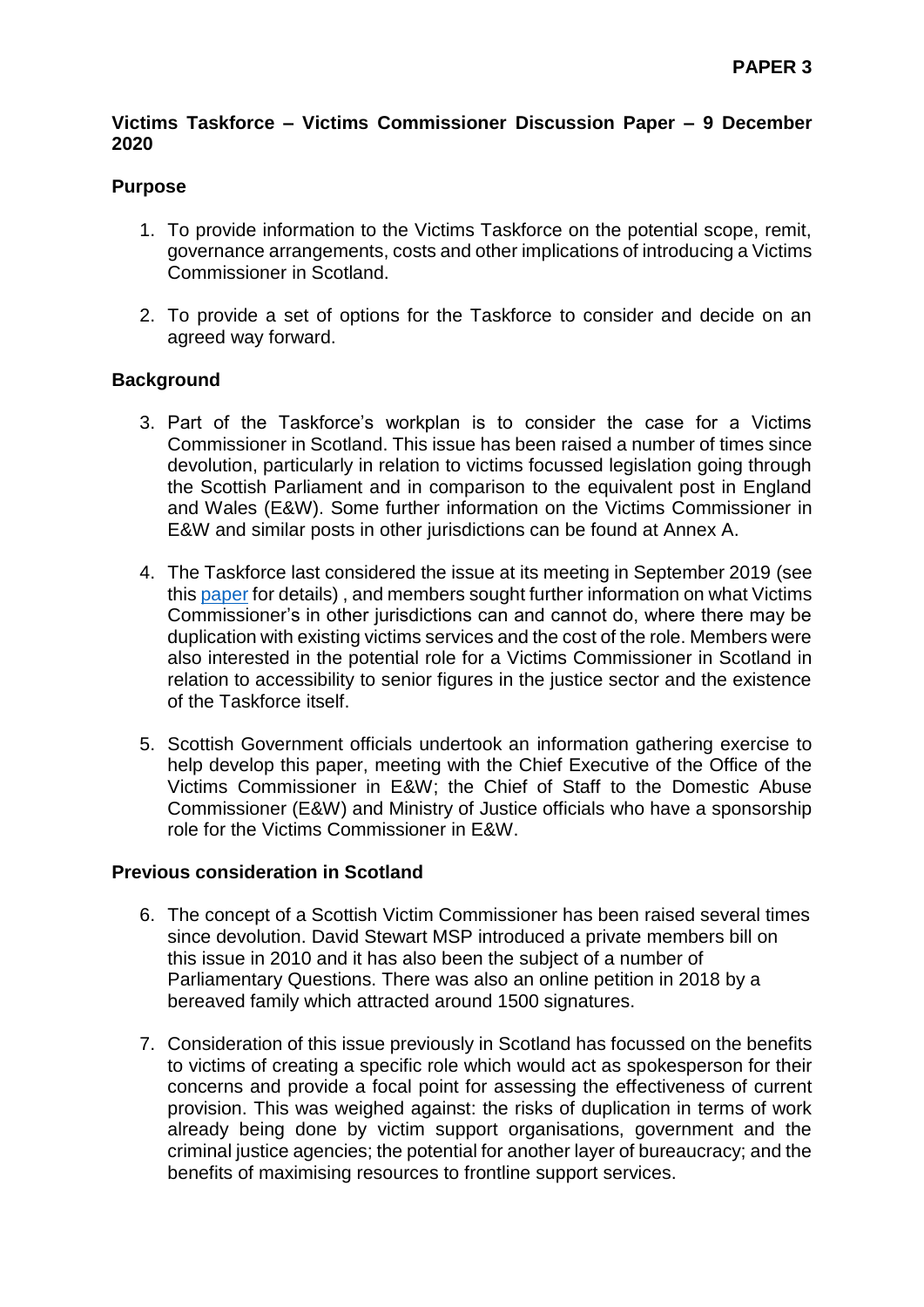**PAPER 3**

**Victims Taskforce – Victims Commissioner Discussion Paper – 9 December 2020**

**Purpose**

1. To provide information to the Victims Taskforce on the potential scope, remit, governance arrangements, costs and other implications of introducing a Victims Commissioner in Scotland.

2. To provide a set of options for the Taskforce to consider and decide on an agreed way forward.

**Background**

3. Part of the Taskforce's workplan is to consider the case for a Victims Commissioner in Scotland. This issue has been raised a number of times since devolution, particularly in relation to victims focussed legislation going through the Scottish Parliament and in comparison to the equivalent post in England and Wales (E&W). Some further information on the Victims Commissioner in E&W and similar posts in other jurisdictions can be found at Annex A.

4. The Taskforce last considered the issue at its meeting in September 2019 (see this paper for details) , and members sought further information on what Victims Commissioner's in other jurisdictions can and cannot do, where there may be duplication with existing victims services and the cost of the role. Members were also interested in the potential role for a Victims Commissioner in Scotland in relation to accessibility to senior figures in the justice sector and the existence of the Taskforce itself.

5. Scottish Government officials undertook an information gathering exercise to help develop this paper, meeting with the Chief Executive of the Office of the Victims Commissioner in E&W; the Chief of Staff to the Domestic Abuse Commissioner (E&W) and Ministry of Justice officials who have a sponsorship role for the Victims Commissioner in E&W.

**Previous consideration in Scotland**

6. The concept of a Scottish Victim Commissioner has been raised several times since devolution. David Stewart MSP introduced a private members bill on this issue in 2010 and it has also been the subject of a number of Parliamentary Questions. There was also an online petition in 2018 by a bereaved family which attracted around 1500 signatures.

7. Consideration of this issue previously in Scotland has focussed on the benefits to victims of creating a specific role which would act as spokesperson for their concerns and provide a focal point for assessing the effectiveness of current provision. This was weighed against: the risks of duplication in terms of work already being done by victim support organisations, government and the criminal justice agencies; the potential for another layer of bureaucracy; and the benefits of maximising resources to frontline support services.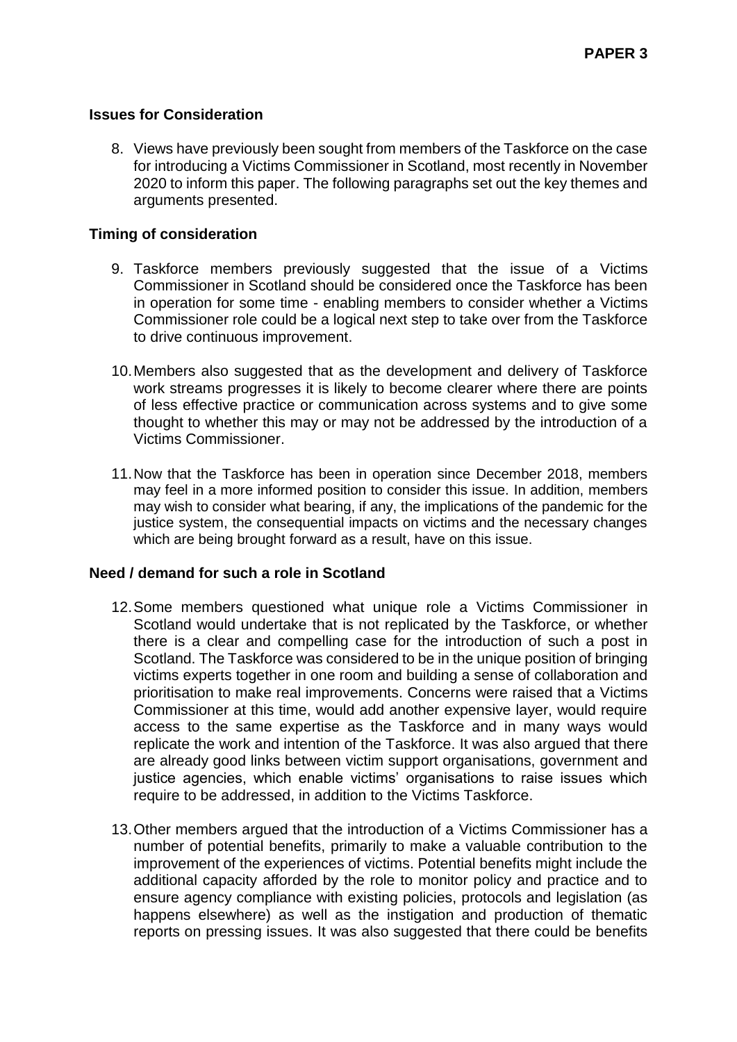## Issues for Consideration

8. Views have previously been sought from members of the Taskforce on the case for introducing a Victims Commissioner in Scotland, most recently in November 2020 to inform this paper. The following paragraphs set out the key themes and arguments presented.

### Timing of consideration

9. Taskforce members previously suggested that the issue of a Victims Commissioner in Scotland should be considered once the Taskforce has been in operation for some time - enabling members to consider whether a Victims Commissioner role could be a logical next step to take over from the Taskforce to drive continuous improvement.

10. Members also suggested that as the development and delivery of Taskforce work streams progresses it is likely to become clearer where there are points of less effective practice or communication across systems and to give some thought to whether this may or may not be addressed by the introduction of a Victims Commissioner.

11. Now that the Taskforce has been in operation since December 2018, members may feel in a more informed position to consider this issue. In addition, members may wish to consider what bearing, if any, the implications of the pandemic for the justice system, the consequential impacts on victims and the necessary changes which are being brought forward as a result, have on this issue.

### Need / demand for such a role in Scotland

12. Some members questioned what unique role a Victims Commissioner in Scotland would undertake that is not replicated by the Taskforce, or whether there is a clear and compelling case for the introduction of such a post in Scotland. The Taskforce was considered to be in the unique position of bringing victims experts together in one room and building a sense of collaboration and prioritisation to make real improvements. Concerns were raised that a Victims Commissioner at this time, would add another expensive layer, would require access to the same expertise as the Taskforce and in many ways would replicate the work and intention of the Taskforce. It was also argued that there are already good links between victim support organisations, government and justice agencies, which enable victims' organisations to raise issues which require to be addressed, in addition to the Victims Taskforce.

13. Other members argued that the introduction of a Victims Commissioner has a number of potential benefits, primarily to make a valuable contribution to the improvement of the experiences of victims. Potential benefits might include the additional capacity afforded by the role to monitor policy and practice and to ensure agency compliance with existing policies, protocols and legislation (as happens elsewhere) as well as the instigation and production of thematic reports on pressing issues. It was also suggested that there could be benefits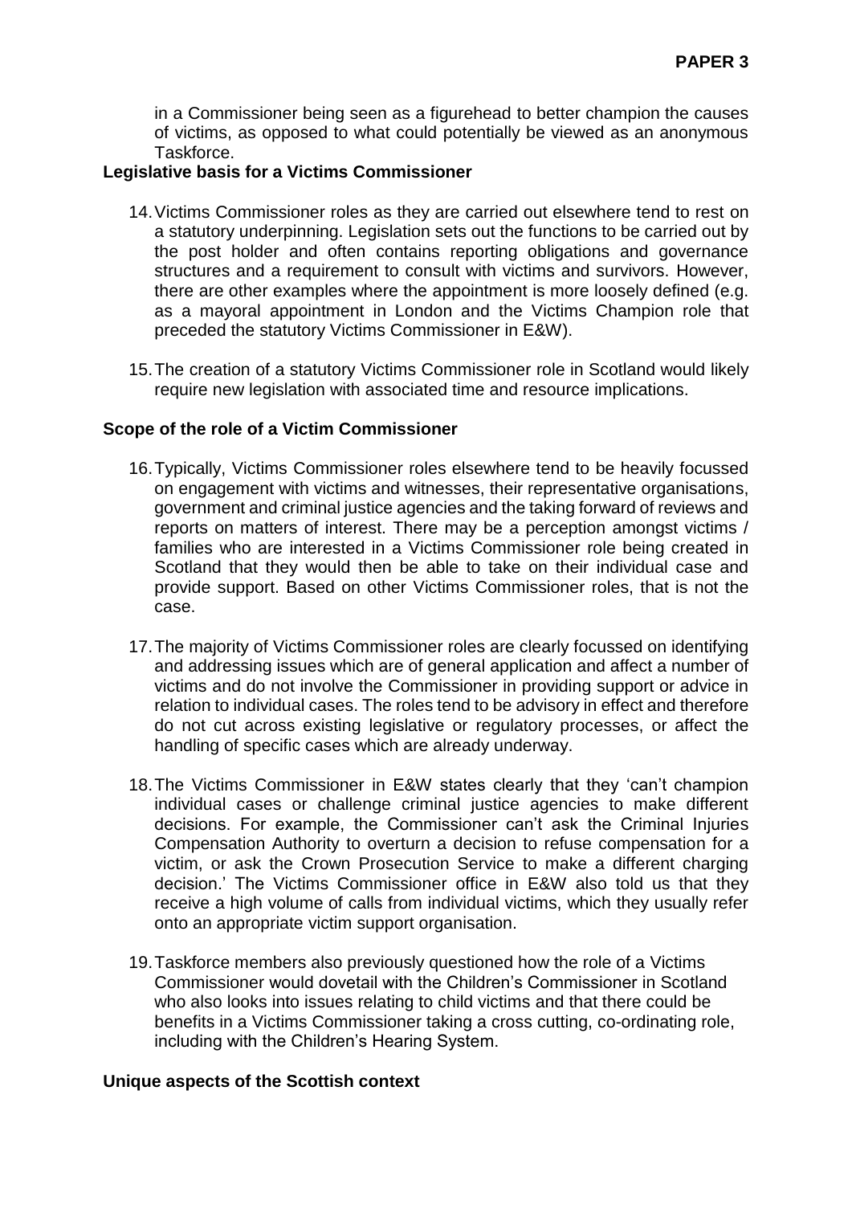in a Commissioner being seen as a figurehead to better champion the causes of victims, as opposed to what could potentially be viewed as an anonymous Taskforce.

**Legislative basis for a Victims Commissioner**

14. Victims Commissioner roles as they are carried out elsewhere tend to rest on a statutory underpinning. Legislation sets out the functions to be carried out by the post holder and often contains reporting obligations and governance structures and a requirement to consult with victims and survivors. However, there are other examples where the appointment is more loosely defined (e.g. as a mayoral appointment in London and the Victims Champion role that preceded the statutory Victims Commissioner in E&W).

15. The creation of a statutory Victims Commissioner role in Scotland would likely require new legislation with associated time and resource implications.

**Scope of the role of a Victim Commissioner**

16. Typically, Victims Commissioner roles elsewhere tend to be heavily focussed on engagement with victims and witnesses, their representative organisations, government and criminal justice agencies and the taking forward of reviews and reports on matters of interest. There may be a perception amongst victims / families who are interested in a Victims Commissioner role being created in Scotland that they would then be able to take on their individual case and provide support. Based on other Victims Commissioner roles, that is not the case.

17. The majority of Victims Commissioner roles are clearly focussed on identifying and addressing issues which are of general application and affect a number of victims and do not involve the Commissioner in providing support or advice in relation to individual cases. The roles tend to be advisory in effect and therefore do not cut across existing legislative or regulatory processes, or affect the handling of specific cases which are already underway.

18. The Victims Commissioner in E&W states clearly that they 'can't champion individual cases or challenge criminal justice agencies to make different decisions. For example, the Commissioner can't ask the Criminal Injuries Compensation Authority to overturn a decision to refuse compensation for a victim, or ask the Crown Prosecution Service to make a different charging decision.' The Victims Commissioner office in E&W also told us that they receive a high volume of calls from individual victims, which they usually refer onto an appropriate victim support organisation.

19. Taskforce members also previously questioned how the role of a Victims Commissioner would dovetail with the Children's Commissioner in Scotland who also looks into issues relating to child victims and that there could be benefits in a Victims Commissioner taking a cross cutting, co-ordinating role, including with the Children's Hearing System.

**Unique aspects of the Scottish context**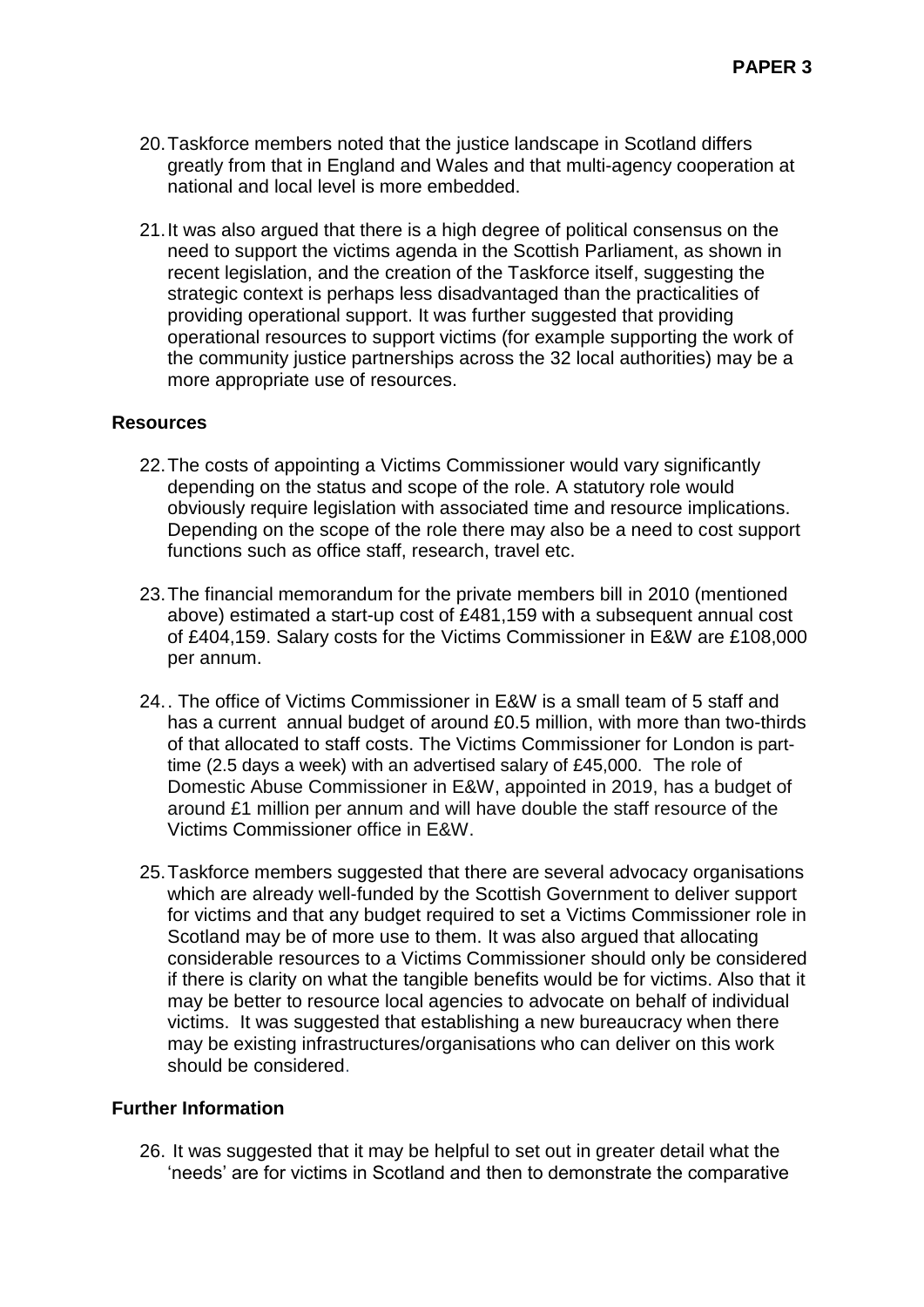20. Taskforce members noted that the justice landscape in Scotland differs greatly from that in England and Wales and that multi-agency cooperation at national and local level is more embedded.

21. It was also argued that there is a high degree of political consensus on the need to support the victims agenda in the Scottish Parliament, as shown in recent legislation, and the creation of the Taskforce itself, suggesting the strategic context is perhaps less disadvantaged than the practicalities of providing operational support. It was further suggested that providing operational resources to support victims (for example supporting the work of the community justice partnerships across the 32 local authorities) may be a more appropriate use of resources.

## Resources

22. The costs of appointing a Victims Commissioner would vary significantly depending on the status and scope of the role. A statutory role would obviously require legislation with associated time and resource implications. Depending on the scope of the role there may also be a need to cost support functions such as office staff, research, travel etc.

23. The financial memorandum for the private members bill in 2010 (mentioned above) estimated a start-up cost of £481,159 with a subsequent annual cost of £404,159. Salary costs for the Victims Commissioner in E&W are £108,000 per annum.

24. . The office of Victims Commissioner in E&W is a small team of 5 staff and has a current annual budget of around £0.5 million, with more than two-thirds of that allocated to staff costs. The Victims Commissioner for London is part-time (2.5 days a week) with an advertised salary of £45,000. The role of Domestic Abuse Commissioner in E&W, appointed in 2019, has a budget of around £1 million per annum and will have double the staff resource of the Victims Commissioner office in E&W.

25. Taskforce members suggested that there are several advocacy organisations which are already well-funded by the Scottish Government to deliver support for victims and that any budget required to set a Victims Commissioner role in Scotland may be of more use to them. It was also argued that allocating considerable resources to a Victims Commissioner should only be considered if there is clarity on what the tangible benefits would be for victims. Also that it may be better to resource local agencies to advocate on behalf of individual victims. It was suggested that establishing a new bureaucracy when there may be existing infrastructures/organisations who can deliver on this work should be considered.

## Further Information

26. It was suggested that it may be helpful to set out in greater detail what the 'needs' are for victims in Scotland and then to demonstrate the comparative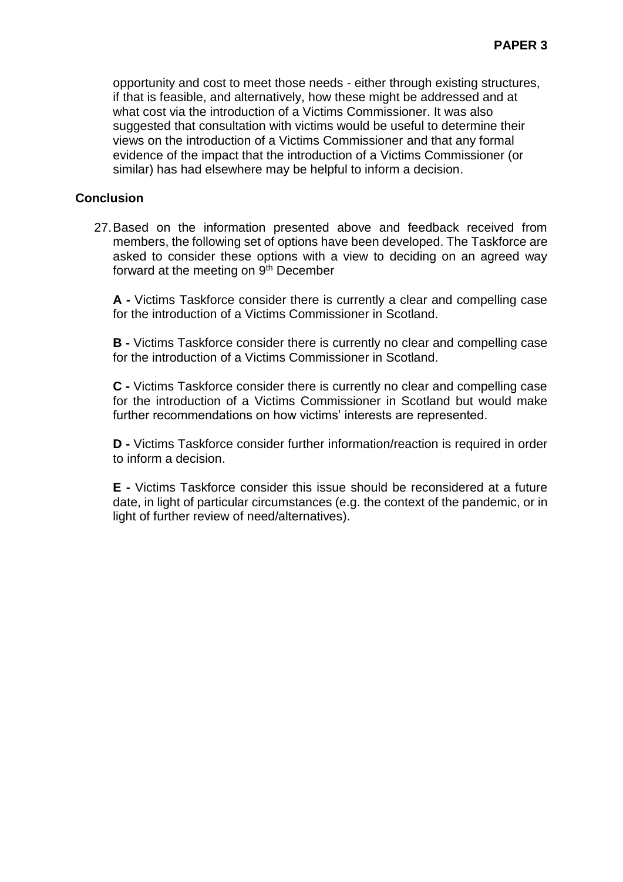opportunity and cost to meet those needs - either through existing structures, if that is feasible, and alternatively, how these might be addressed and at what cost via the introduction of a Victims Commissioner. It was also suggested that consultation with victims would be useful to determine their views on the introduction of a Victims Commissioner and that any formal evidence of the impact that the introduction of a Victims Commissioner (or similar) has had elsewhere may be helpful to inform a decision.

## Conclusion

27. Based on the information presented above and feedback received from members, the following set of options have been developed. The Taskforce are asked to consider these options with a view to deciding on an agreed way forward at the meeting on 9th December

    **A -** Victims Taskforce consider there is currently a clear and compelling case for the introduction of a Victims Commissioner in Scotland.

    **B -** Victims Taskforce consider there is currently no clear and compelling case for the introduction of a Victims Commissioner in Scotland.

    **C -** Victims Taskforce consider there is currently no clear and compelling case for the introduction of a Victims Commissioner in Scotland but would make further recommendations on how victims' interests are represented.

    **D -** Victims Taskforce consider further information/reaction is required in order to inform a decision.

    **E -** Victims Taskforce consider this issue should be reconsidered at a future date, in light of particular circumstances (e.g. the context of the pandemic, or in light of further review of need/alternatives).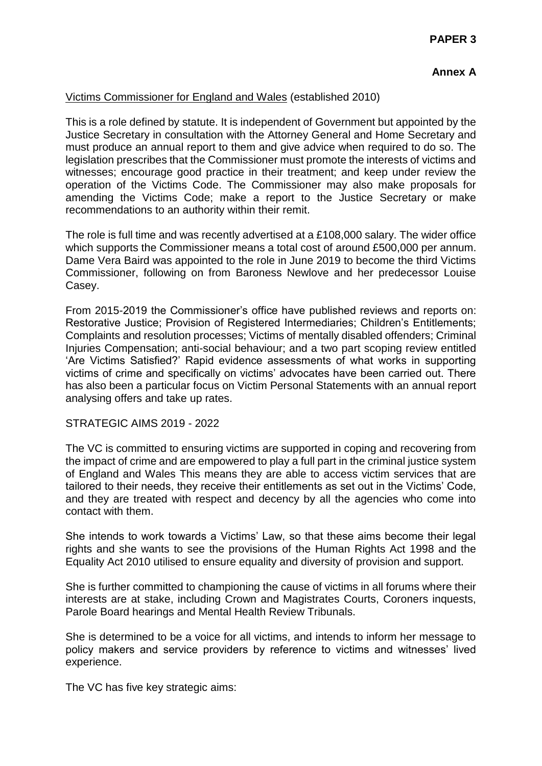**PAPER 3**

**Annex A**

Victims Commissioner for England and Wales (established 2010)

This is a role defined by statute. It is independent of Government but appointed by the Justice Secretary in consultation with the Attorney General and Home Secretary and must produce an annual report to them and give advice when required to do so. The legislation prescribes that the Commissioner must promote the interests of victims and witnesses; encourage good practice in their treatment; and keep under review the operation of the Victims Code. The Commissioner may also make proposals for amending the Victims Code; make a report to the Justice Secretary or make recommendations to an authority within their remit.

The role is full time and was recently advertised at a £108,000 salary. The wider office which supports the Commissioner means a total cost of around £500,000 per annum. Dame Vera Baird was appointed to the role in June 2019 to become the third Victims Commissioner, following on from Baroness Newlove and her predecessor Louise Casey.

From 2015-2019 the Commissioner's office have published reviews and reports on: Restorative Justice; Provision of Registered Intermediaries; Children's Entitlements; Complaints and resolution processes; Victims of mentally disabled offenders; Criminal Injuries Compensation; anti-social behaviour; and a two part scoping review entitled 'Are Victims Satisfied?' Rapid evidence assessments of what works in supporting victims of crime and specifically on victims' advocates have been carried out. There has also been a particular focus on Victim Personal Statements with an annual report analysing offers and take up rates.

STRATEGIC AIMS 2019 - 2022

The VC is committed to ensuring victims are supported in coping and recovering from the impact of crime and are empowered to play a full part in the criminal justice system of England and Wales This means they are able to access victim services that are tailored to their needs, they receive their entitlements as set out in the Victims' Code, and they are treated with respect and decency by all the agencies who come into contact with them.

She intends to work towards a Victims' Law, so that these aims become their legal rights and she wants to see the provisions of the Human Rights Act 1998 and the Equality Act 2010 utilised to ensure equality and diversity of provision and support.

She is further committed to championing the cause of victims in all forums where their interests are at stake, including Crown and Magistrates Courts, Coroners inquests, Parole Board hearings and Mental Health Review Tribunals.

She is determined to be a voice for all victims, and intends to inform her message to policy makers and service providers by reference to victims and witnesses' lived experience.

The VC has five key strategic aims: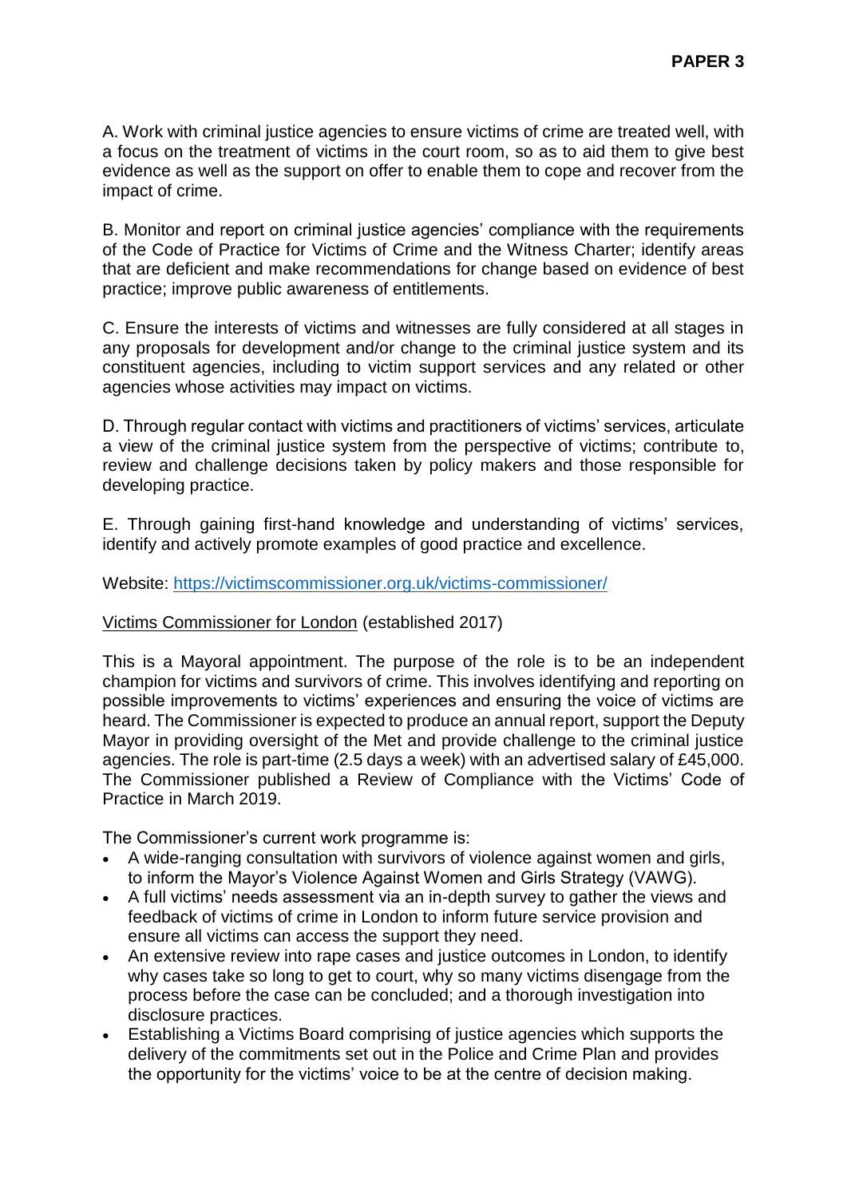A. Work with criminal justice agencies to ensure victims of crime are treated well, with a focus on the treatment of victims in the court room, so as to aid them to give best evidence as well as the support on offer to enable them to cope and recover from the impact of crime.

B. Monitor and report on criminal justice agencies' compliance with the requirements of the Code of Practice for Victims of Crime and the Witness Charter; identify areas that are deficient and make recommendations for change based on evidence of best practice; improve public awareness of entitlements.

C. Ensure the interests of victims and witnesses are fully considered at all stages in any proposals for development and/or change to the criminal justice system and its constituent agencies, including to victim support services and any related or other agencies whose activities may impact on victims.

D. Through regular contact with victims and practitioners of victims' services, articulate a view of the criminal justice system from the perspective of victims; contribute to, review and challenge decisions taken by policy makers and those responsible for developing practice.

E. Through gaining first-hand knowledge and understanding of victims' services, identify and actively promote examples of good practice and excellence.

Website: [https://victimscommissioner.org.uk/victims-commissioner/](https://victimscommissioner.org.uk/victims-commissioner/)

<u>Victims Commissioner for London</u> (established 2017)

This is a Mayoral appointment. The purpose of the role is to be an independent champion for victims and survivors of crime. This involves identifying and reporting on possible improvements to victims' experiences and ensuring the voice of victims are heard. The Commissioner is expected to produce an annual report, support the Deputy Mayor in providing oversight of the Met and provide challenge to the criminal justice agencies. The role is part-time (2.5 days a week) with an advertised salary of £45,000. The Commissioner published a Review of Compliance with the Victims' Code of Practice in March 2019.

The Commissioner's current work programme is:

- A wide-ranging consultation with survivors of violence against women and girls, to inform the Mayor's Violence Against Women and Girls Strategy (VAWG).
- A full victims' needs assessment via an in-depth survey to gather the views and feedback of victims of crime in London to inform future service provision and ensure all victims can access the support they need.
- An extensive review into rape cases and justice outcomes in London, to identify why cases take so long to get to court, why so many victims disengage from the process before the case can be concluded; and a thorough investigation into disclosure practices.
- Establishing a Victims Board comprising of justice agencies which supports the delivery of the commitments set out in the Police and Crime Plan and provides the opportunity for the victims' voice to be at the centre of decision making.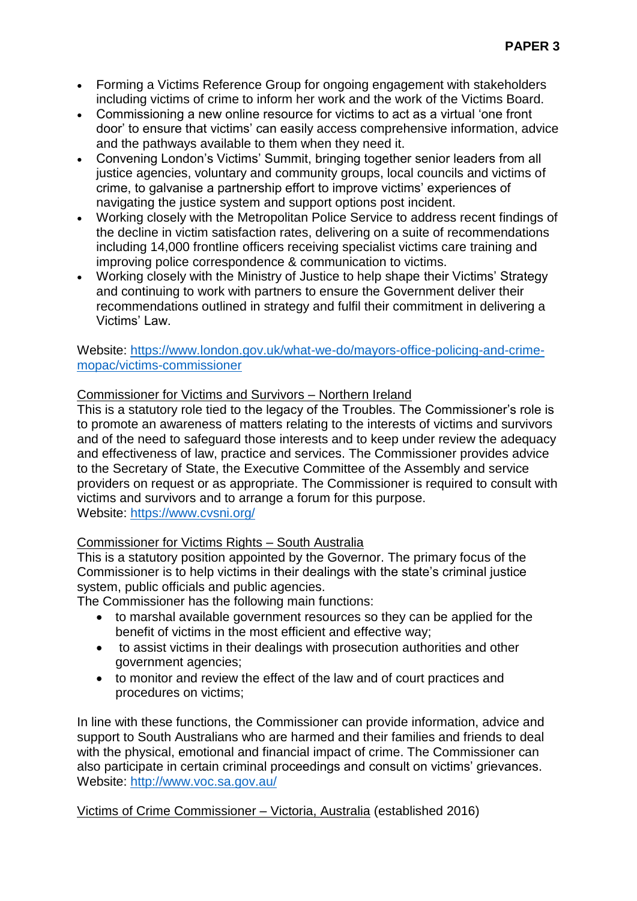- Forming a Victims Reference Group for ongoing engagement with stakeholders including victims of crime to inform her work and the work of the Victims Board.
- Commissioning a new online resource for victims to act as a virtual 'one front door' to ensure that victims' can easily access comprehensive information, advice and the pathways available to them when they need it.
- Convening London's Victims' Summit, bringing together senior leaders from all justice agencies, voluntary and community groups, local councils and victims of crime, to galvanise a partnership effort to improve victims' experiences of navigating the justice system and support options post incident.
- Working closely with the Metropolitan Police Service to address recent findings of the decline in victim satisfaction rates, delivering on a suite of recommendations including 14,000 frontline officers receiving specialist victims care training and improving police correspondence & communication to victims.
- Working closely with the Ministry of Justice to help shape their Victims' Strategy and continuing to work with partners to ensure the Government deliver their recommendations outlined in strategy and fulfil their commitment in delivering a Victims' Law.

Website: [https://www.london.gov.uk/what-we-do/mayors-office-policing-and-crime-mopac/victims-commissioner](https://www.london.gov.uk/what-we-do/mayors-office-policing-and-crime-mopac/victims-commissioner)

<u>Commissioner for Victims and Survivors – Northern Ireland</u>

This is a statutory role tied to the legacy of the Troubles. The Commissioner's role is to promote an awareness of matters relating to the interests of victims and survivors and of the need to safeguard those interests and to keep under review the adequacy and effectiveness of law, practice and services. The Commissioner provides advice to the Secretary of State, the Executive Committee of the Assembly and service providers on request or as appropriate. The Commissioner is required to consult with victims and survivors and to arrange a forum for this purpose.
Website: [https://www.cvsni.org/](https://www.cvsni.org/)

<u>Commissioner for Victims Rights – South Australia</u>

This is a statutory position appointed by the Governor. The primary focus of the Commissioner is to help victims in their dealings with the state's criminal justice system, public officials and public agencies.
The Commissioner has the following main functions:

- to marshal available government resources so they can be applied for the benefit of victims in the most efficient and effective way;
- to assist victims in their dealings with prosecution authorities and other government agencies;
- to monitor and review the effect of the law and of court practices and procedures on victims;

In line with these functions, the Commissioner can provide information, advice and support to South Australians who are harmed and their families and friends to deal with the physical, emotional and financial impact of crime. The Commissioner can also participate in certain criminal proceedings and consult on victims' grievances.
Website: [http://www.voc.sa.gov.au/](http://www.voc.sa.gov.au/)

<u>Victims of Crime Commissioner – Victoria, Australia</u> (established 2016)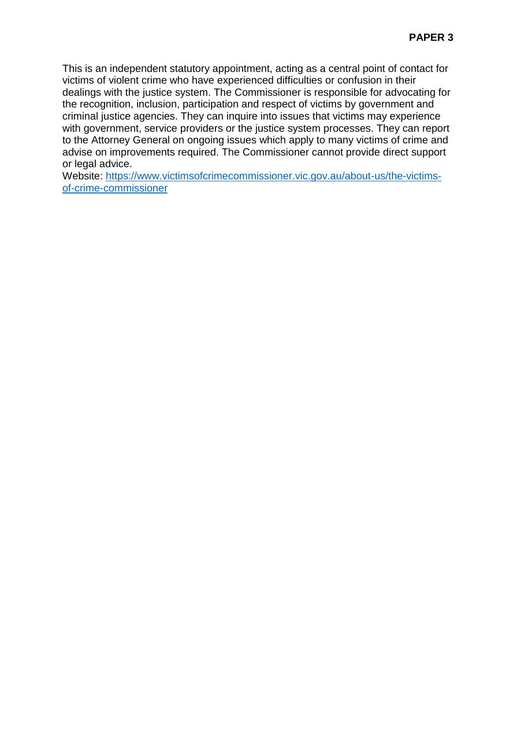This is an independent statutory appointment, acting as a central point of contact for victims of violent crime who have experienced difficulties or confusion in their dealings with the justice system. The Commissioner is responsible for advocating for the recognition, inclusion, participation and respect of victims by government and criminal justice agencies. They can inquire into issues that victims may experience with government, service providers or the justice system processes. They can report to the Attorney General on ongoing issues which apply to many victims of crime and advise on improvements required. The Commissioner cannot provide direct support or legal advice.

Website: [https://www.victimsofcrimecommissioner.vic.gov.au/about-us/the-victims-of-crime-commissioner](https://www.victimsofcrimecommissioner.vic.gov.au/about-us/the-victims-of-crime-commissioner)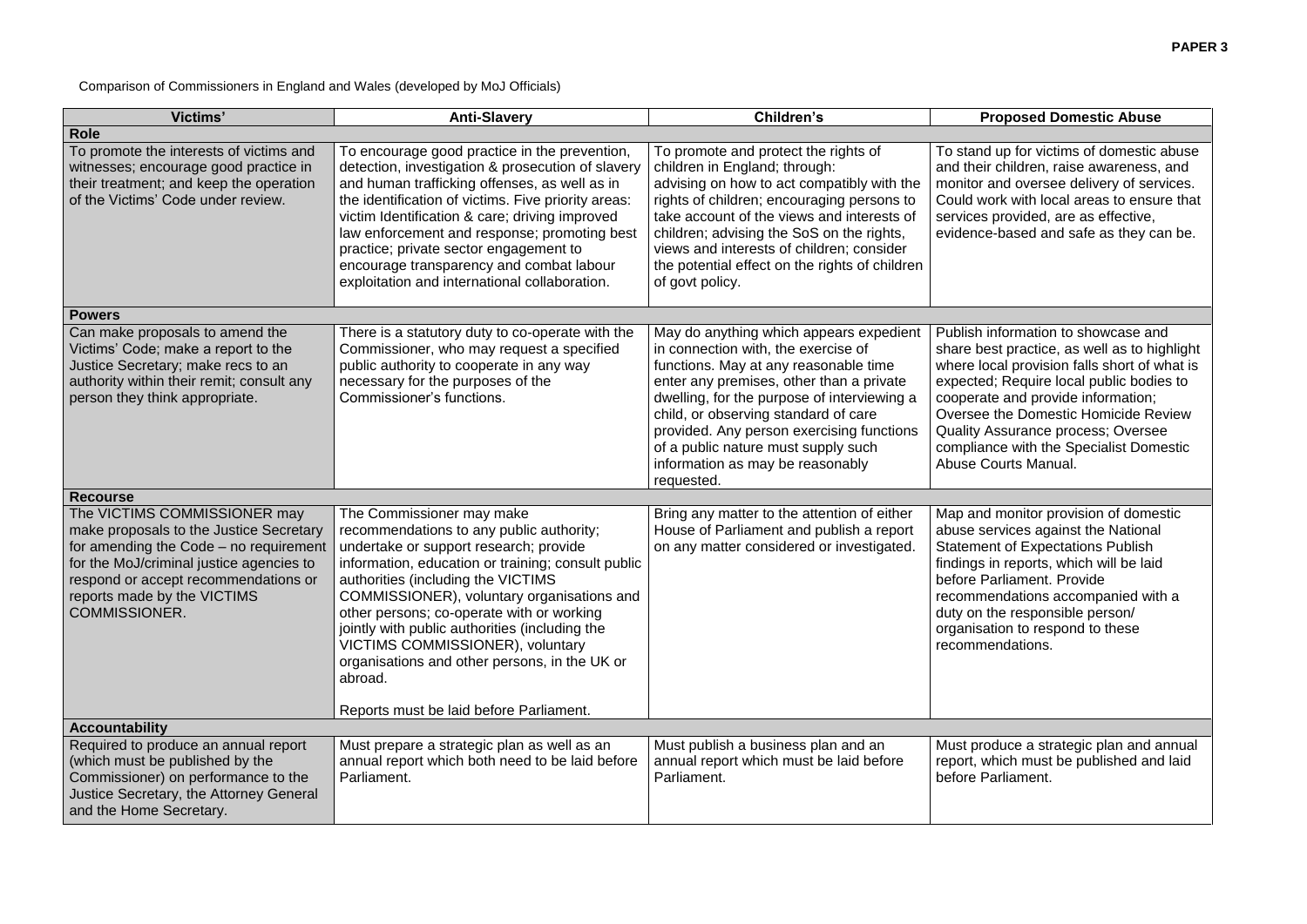**PAPER 3**

Comparison of Commissioners in England and Wales (developed by MoJ Officials)

| Victims' | Anti-Slavery | Children's | Proposed Domestic Abuse |
|---|---|---|---|
| **Role** | | | |
| To promote the interests of victims and witnesses; encourage good practice in their treatment; and keep the operation of the Victims' Code under review. | To encourage good practice in the prevention, detection, investigation & prosecution of slavery and human trafficking offenses, as well as in the identification of victims. Five priority areas: victim Identification & care; driving improved law enforcement and response; promoting best practice; private sector engagement to encourage transparency and combat labour exploitation and international collaboration. | To promote and protect the rights of children in England; through: advising on how to act compatibly with the rights of children; encouraging persons to take account of the views and interests of children; advising the SoS on the rights, views and interests of children; consider the potential effect on the rights of children of govt policy. | To stand up for victims of domestic abuse and their children, raise awareness, and monitor and oversee delivery of services. Could work with local areas to ensure that services provided, are as effective, evidence-based and safe as they can be. |
| **Powers** | | | |
| Can make proposals to amend the Victims' Code; make a report to the Justice Secretary; make recs to an authority within their remit; consult any person they think appropriate. | There is a statutory duty to co-operate with the Commissioner, who may request a specified public authority to cooperate in any way necessary for the purposes of the Commissioner's functions. | May do anything which appears expedient in connection with, the exercise of functions. May at any reasonable time enter any premises, other than a private dwelling, for the purpose of interviewing a child, or observing standard of care provided. Any person exercising functions of a public nature must supply such information as may be reasonably requested. | Publish information to showcase and share best practice, as well as to highlight where local provision falls short of what is expected; Require local public bodies to cooperate and provide information; Oversee the Domestic Homicide Review Quality Assurance process; Oversee compliance with the Specialist Domestic Abuse Courts Manual. |
| **Recourse** | | | |
| The VICTIMS COMMISSIONER may make proposals to the Justice Secretary for amending the Code – no requirement for the MoJ/criminal justice agencies to respond or accept recommendations or reports made by the VICTIMS COMMISSIONER. | The Commissioner may make recommendations to any public authority; undertake or support research; provide information, education or training; consult public authorities (including the VICTIMS COMMISSIONER), voluntary organisations and other persons; co-operate with or working jointly with public authorities (including the VICTIMS COMMISSIONER), voluntary organisations and other persons, in the UK or abroad.<br><br>Reports must be laid before Parliament. | Bring any matter to the attention of either House of Parliament and publish a report on any matter considered or investigated. | Map and monitor provision of domestic abuse services against the National Statement of Expectations Publish findings in reports, which will be laid before Parliament. Provide recommendations accompanied with a duty on the responsible person/ organisation to respond to these recommendations. |
| **Accountability** | | | |
| Required to produce an annual report (which must be published by the Commissioner) on performance to the Justice Secretary, the Attorney General and the Home Secretary. | Must prepare a strategic plan as well as an annual report which both need to be laid before Parliament. | Must publish a business plan and an annual report which must be laid before Parliament. | Must produce a strategic plan and annual report, which must be published and laid before Parliament. |